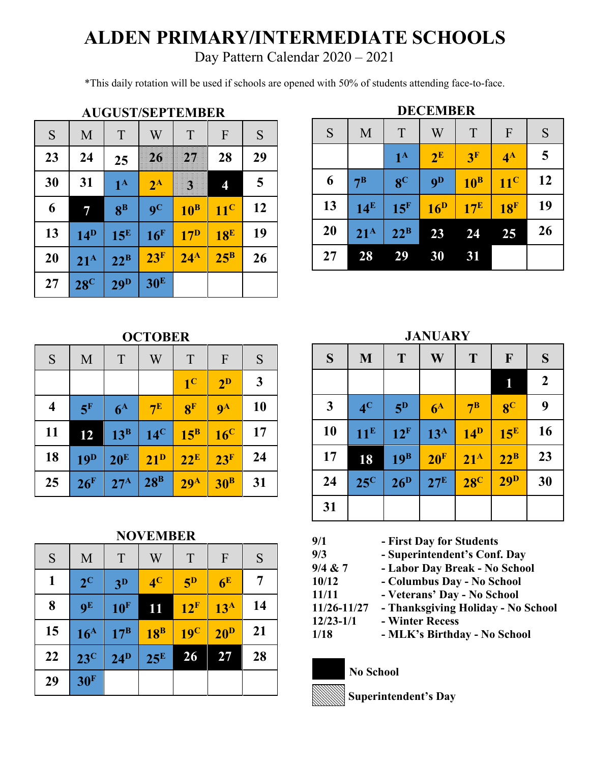# ALDEN PRIMARY/INTERMEDIATE SCHOOLS

Day Pattern Calendar 2020 – 2021

*This daily rotation will be used if schools are opened with 50% of students attending face-to-face.

### AUGUST/SEPTEMBER

| S | M | T | W | T | F | S |
|---|---|---|---|---|---|---|
| 23 | 24 | 25 | 26 | 27 | 28 | 29 |
| 30 | 31 | 1A | 2A | 3 | 4 | 5 |
| 6 | 7 | 8B | 9C | 10B | 11C | 12 |
| 13 | 14D | 15E | 16F | 17D | 18E | 19 |
| 20 | 21A | 22B | 23F | 24A | 25B | 26 |
| 27 | 28C | 29D | 30E | | | |

### DECEMBER

| S | M | T | W | T | F | S |
|---|---|---|---|---|---|---|
| | | 1A | 2E | 3F | 4A | 5 |
| 6 | 7B | 8C | 9D | 10B | 11C | 12 |
| 13 | 14E | 15F | 16D | 17E | 18F | 19 |
| 20 | 21A | 22B | 23 | 24 | 25 | 26 |
| 27 | 28 | 29 | 30 | 31 | | |

### OCTOBER

| S | M | T | W | T | F | S |
|---|---|---|---|---|---|---|
| | | | | 1C | 2D | 3 |
| 4 | 5F | 6A | 7E | 8F | 9A | 10 |
| 11 | 12 | 13B | 14C | 15B | 16C | 17 |
| 18 | 19D | 20E | 21D | 22E | 23F | 24 |
| 25 | 26F | 27A | 28B | 29A | 30B | 31 |

### JANUARY

| S | M | T | W | T | F | S |
|---|---|---|---|---|---|---|
| | | | | | 1 | 2 |
| 3 | 4C | 5D | 6A | 7B | 8C | 9 |
| 10 | 11E | 12F | 13A | 14D | 15E | 16 |
| 17 | 18 | 19B | 20F | 21A | 22B | 23 |
| 24 | 25C | 26D | 27E | 28C | 29D | 30 |
| 31 | | | | | | |

### NOVEMBER

| S | M | T | W | T | F | S |
|---|---|---|---|---|---|---|
| 1 | 2C | 3D | 4C | 5D | 6E | 7 |
| 8 | 9E | 10F | 11 | 12F | 13A | 14 |
| 15 | 16A | 17B | 18B | 19C | 20D | 21 |
| 22 | 23C | 24D | 25E | 26 | 27 | 28 |
| 29 | 30F | | | | | |

**9/1** - **First Day for Students**
**9/3** - **Superintendent's Conf. Day**
**9/4 & 7** - **Labor Day Break - No School**
**10/12** - **Columbus Day - No School**
**11/11** - **Veterans' Day - No School**
**11/26-11/27** - **Thanksgiving Holiday - No School**
**12/23-1/1** - **Winter Recess**
**1/18** - **MLK's Birthday - No School**

**No School**

**Superintendent's Day**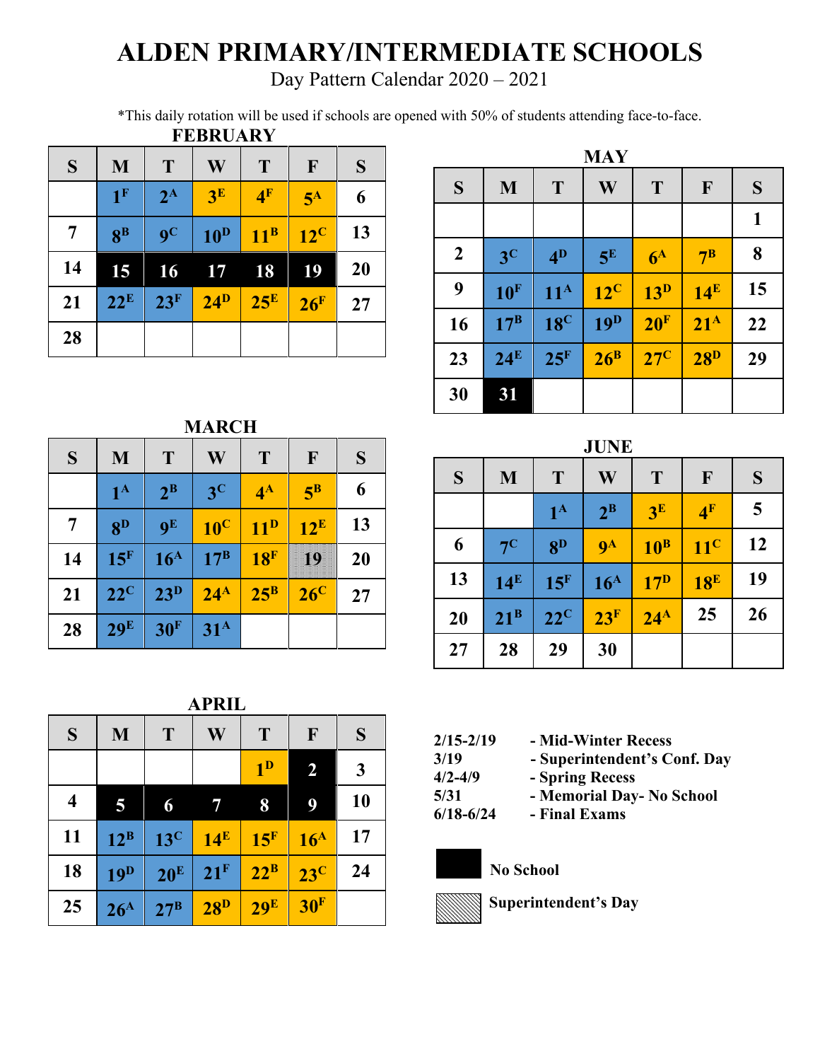# ALDEN PRIMARY/INTERMEDIATE SCHOOLS

Day Pattern Calendar 2020 – 2021

*This daily rotation will be used if schools are opened with 50% of students attending face-to-face.

## FEBRUARY

| S | M | T | W | T | F | S |
|---|---|---|---|---|---|---|
| | 1F | 2A | 3E | 4F | 5A | 6 |
| 7 | 8B | 9C | 10D | 11B | 12C | 13 |
| 14 | 15 | 16 | 17 | 18 | 19 | 20 |
| 21 | 22E | 23F | 24D | 25E | 26F | 27 |
| 28 | | | | | | |

## MAY

| S | M | T | W | T | F | S |
|---|---|---|---|---|---|---|
| | | | | | | 1 |
| 2 | 3C | 4D | 5E | 6A | 7B | 8 |
| 9 | 10F | 11A | 12C | 13D | 14E | 15 |
| 16 | 17B | 18C | 19D | 20F | 21A | 22 |
| 23 | 24E | 25F | 26B | 27C | 28D | 29 |
| 30 | 31 | | | | | |

## MARCH

| S | M | T | W | T | F | S |
|---|---|---|---|---|---|---|
| | 1A | 2B | 3C | 4A | 5B | 6 |
| 7 | 8D | 9E | 10C | 11D | 12E | 13 |
| 14 | 15F | 16A | 17B | 18F | 19 | 20 |
| 21 | 22C | 23D | 24A | 25B | 26C | 27 |
| 28 | 29E | 30F | 31A | | | |

## JUNE

| S | M | T | W | T | F | S |
|---|---|---|---|---|---|---|
| | | 1A | 2B | 3E | 4F | 5 |
| 6 | 7C | 8D | 9A | 10B | 11C | 12 |
| 13 | 14E | 15F | 16A | 17D | 18E | 19 |
| 20 | 21B | 22C | 23F | 24A | 25 | 26 |
| 27 | 28 | 29 | 30 | | | |

## APRIL

| S | M | T | W | T | F | S |
|---|---|---|---|---|---|---|
| | | | | 1D | 2 | 3 |
| 4 | 5 | 6 | 7 | 8 | 9 | 10 |
| 11 | 12B | 13C | 14E | 15F | 16A | 17 |
| 18 | 19D | 20E | 21F | 22B | 23C | 24 |
| 25 | 26A | 27B | 28D | 29E | 30F | |

| | |
|---|---|
| **2/15-2/19** | **- Mid-Winter Recess** |
| **3/19** | **- Superintendent's Conf. Day** |
| **4/2-4/9** | **- Spring Recess** |
| **5/31** | **- Memorial Day- No School** |
| **6/18-6/24** | **- Final Exams** |

**No School**

**Superintendent's Day**